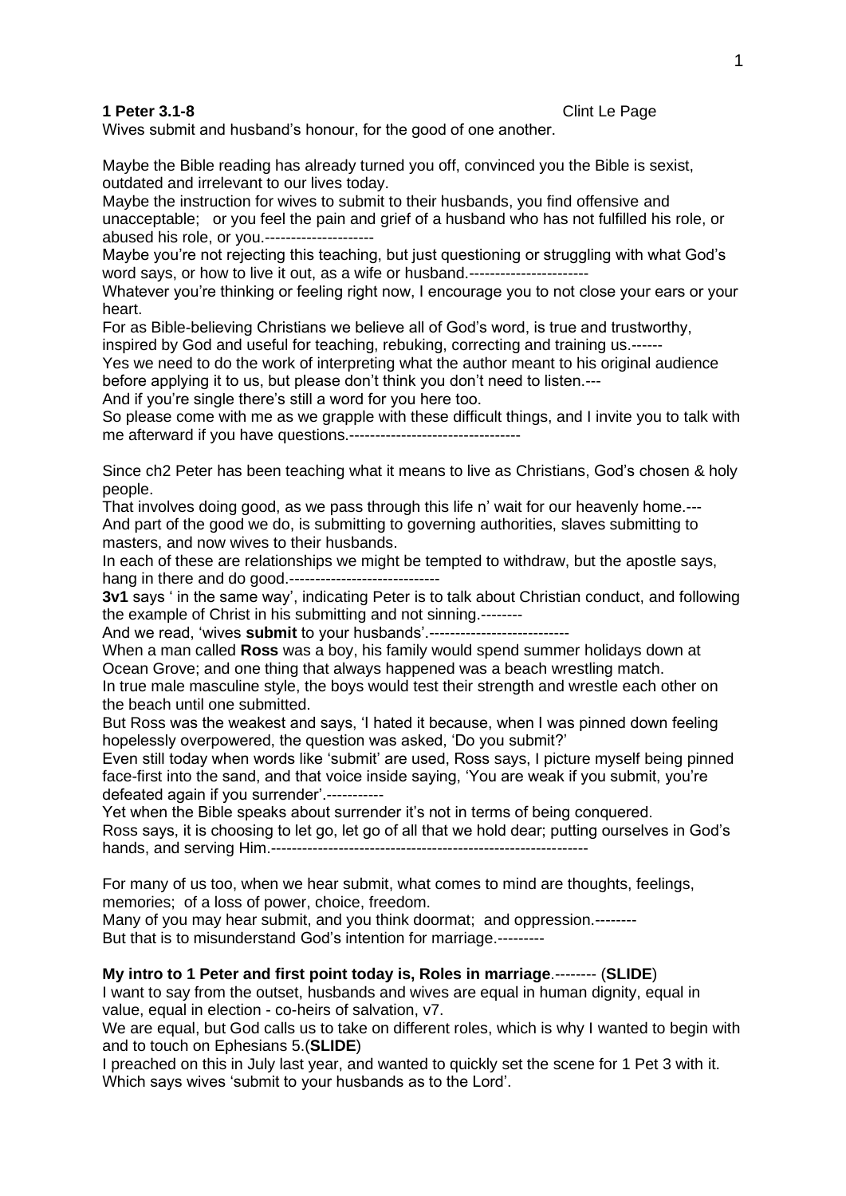**1 Peter 3.1-8** Clint Le Page

Wives submit and husband's honour, for the good of one another.

Maybe the Bible reading has already turned you off, convinced you the Bible is sexist, outdated and irrelevant to our lives today.

Maybe the instruction for wives to submit to their husbands, you find offensive and unacceptable; or you feel the pain and grief of a husband who has not fulfilled his role, or abused his role, or you.---------------------

Maybe you're not rejecting this teaching, but just questioning or struggling with what God's word says, or how to live it out, as a wife or husband.-----------------------

Whatever you're thinking or feeling right now, I encourage you to not close your ears or your heart.

For as Bible-believing Christians we believe all of God's word, is true and trustworthy, inspired by God and useful for teaching, rebuking, correcting and training us.------

Yes we need to do the work of interpreting what the author meant to his original audience before applying it to us, but please don't think you don't need to listen.---

And if you're single there's still a word for you here too.

So please come with me as we grapple with these difficult things, and I invite you to talk with me afterward if you have questions.---------------------------------

Since ch2 Peter has been teaching what it means to live as Christians, God's chosen & holy people.

That involves doing good, as we pass through this life n' wait for our heavenly home.---

And part of the good we do, is submitting to governing authorities, slaves submitting to masters, and now wives to their husbands.

In each of these are relationships we might be tempted to withdraw, but the apostle says, hang in there and do good.-----------------------------

**3v1** says ' in the same way', indicating Peter is to talk about Christian conduct, and following the example of Christ in his submitting and not sinning.--------

And we read, 'wives **submit** to your husbands'.---------------------------

When a man called **Ross** was a boy, his family would spend summer holidays down at Ocean Grove; and one thing that always happened was a beach wrestling match.

In true male masculine style, the boys would test their strength and wrestle each other on the beach until one submitted.

But Ross was the weakest and says, 'I hated it because, when I was pinned down feeling hopelessly overpowered, the question was asked, 'Do you submit?'

Even still today when words like 'submit' are used, Ross says, I picture myself being pinned face-first into the sand, and that voice inside saying, 'You are weak if you submit, you're defeated again if you surrender'.-----------

Yet when the Bible speaks about surrender it's not in terms of being conquered.

Ross says, it is choosing to let go, let go of all that we hold dear; putting ourselves in God's hands, and serving Him.------------------------------------------------------------

For many of us too, when we hear submit, what comes to mind are thoughts, feelings, memories; of a loss of power, choice, freedom.

Many of you may hear submit, and you think doormat; and oppression.--------

But that is to misunderstand God's intention for marriage.---------

**My intro to 1 Peter and first point today is, Roles in marriage**.-------- (**SLIDE**)

I want to say from the outset, husbands and wives are equal in human dignity, equal in value, equal in election - co-heirs of salvation, v7.

We are equal, but God calls us to take on different roles, which is why I wanted to begin with and to touch on Ephesians 5.(**SLIDE**)

I preached on this in July last year, and wanted to quickly set the scene for 1 Pet 3 with it. Which says wives 'submit to your husbands as to the Lord'.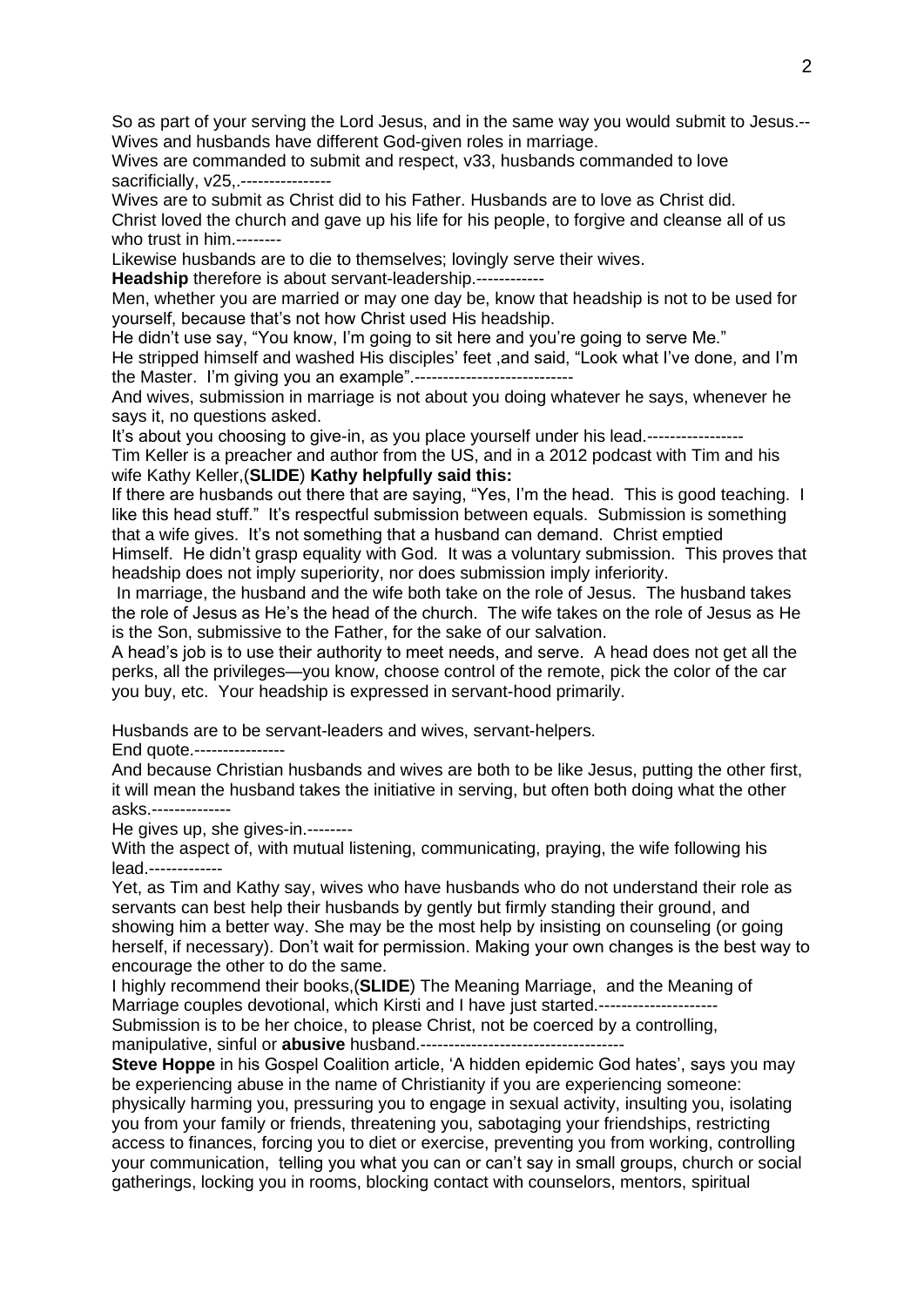So as part of your serving the Lord Jesus, and in the same way you would submit to Jesus.--
Wives and husbands have different God-given roles in marriage.
Wives are commanded to submit and respect, v33, husbands commanded to love sacrificially, v25,.----------------
Wives are to submit as Christ did to his Father. Husbands are to love as Christ did.
Christ loved the church and gave up his life for his people, to forgive and cleanse all of us who trust in him.--------
Likewise husbands are to die to themselves; lovingly serve their wives.
**Headship** therefore is about servant-leadership.------------
Men, whether you are married or may one day be, know that headship is not to be used for yourself, because that's not how Christ used His headship.
He didn't use say, "You know, I'm going to sit here and you're going to serve Me."
He stripped himself and washed His disciples' feet ,and said, "Look what I've done, and I'm the Master. I'm giving you an example".----------------------------
And wives, submission in marriage is not about you doing whatever he says, whenever he says it, no questions asked.
It's about you choosing to give-in, as you place yourself under his lead.-----------------
Tim Keller is a preacher and author from the US, and in a 2012 podcast with Tim and his wife Kathy Keller,(**SLIDE**) **Kathy helpfully said this:**
If there are husbands out there that are saying, "Yes, I'm the head. This is good teaching. I like this head stuff." It's respectful submission between equals. Submission is something that a wife gives. It's not something that a husband can demand. Christ emptied Himself. He didn't grasp equality with God. It was a voluntary submission. This proves that headship does not imply superiority, nor does submission imply inferiority.
In marriage, the husband and the wife both take on the role of Jesus. The husband takes the role of Jesus as He's the head of the church. The wife takes on the role of Jesus as He is the Son, submissive to the Father, for the sake of our salvation.
A head's job is to use their authority to meet needs, and serve. A head does not get all the perks, all the privileges—you know, choose control of the remote, pick the color of the car you buy, etc. Your headship is expressed in servant-hood primarily.

Husbands are to be servant-leaders and wives, servant-helpers.
End quote.----------------
And because Christian husbands and wives are both to be like Jesus, putting the other first, it will mean the husband takes the initiative in serving, but often both doing what the other asks.--------------
He gives up, she gives-in.--------
With the aspect of, with mutual listening, communicating, praying, the wife following his lead.-------------
Yet, as Tim and Kathy say, wives who have husbands who do not understand their role as servants can best help their husbands by gently but firmly standing their ground, and showing him a better way. She may be the most help by insisting on counseling (or going herself, if necessary). Don't wait for permission. Making your own changes is the best way to encourage the other to do the same.
I highly recommend their books,(**SLIDE**) The Meaning Marriage, and the Meaning of Marriage couples devotional, which Kirsti and I have just started.---------------------
Submission is to be her choice, to please Christ, not be coerced by a controlling, manipulative, sinful or **abusive** husband.------------------------------------
**Steve Hoppe** in his Gospel Coalition article, 'A hidden epidemic God hates', says you may be experiencing abuse in the name of Christianity if you are experiencing someone: physically harming you, pressuring you to engage in sexual activity, insulting you, isolating you from your family or friends, threatening you, sabotaging your friendships, restricting access to finances, forcing you to diet or exercise, preventing you from working, controlling your communication, telling you what you can or can't say in small groups, church or social gatherings, locking you in rooms, blocking contact with counselors, mentors, spiritual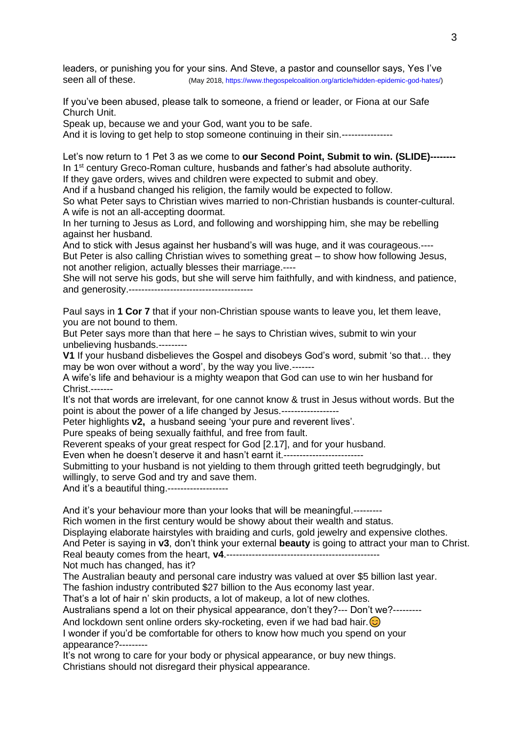leaders, or punishing you for your sins. And Steve, a pastor and counsellor says, Yes I've seen all of these. (May 2018, https://www.thegospelcoalition.org/article/hidden-epidemic-god-hates/)

If you've been abused, please talk to someone, a friend or leader, or Fiona at our Safe Church Unit.
Speak up, because we and your God, want you to be safe.
And it is loving to get help to stop someone continuing in their sin.----------------

Let's now return to 1 Pet 3 as we come to **our Second Point, Submit to win. (SLIDE)--------**
In 1st century Greco-Roman culture, husbands and father's had absolute authority.
If they gave orders, wives and children were expected to submit and obey.
And if a husband changed his religion, the family would be expected to follow.
So what Peter says to Christian wives married to non-Christian husbands is counter-cultural.
A wife is not an all-accepting doormat.
In her turning to Jesus as Lord, and following and worshipping him, she may be rebelling against her husband.
And to stick with Jesus against her husband's will was huge, and it was courageous.----
But Peter is also calling Christian wives to something great – to show how following Jesus, not another religion, actually blesses their marriage.----
She will not serve his gods, but she will serve him faithfully, and with kindness, and patience, and generosity.---------------------------------------

Paul says in **1 Cor 7** that if your non-Christian spouse wants to leave you, let them leave, you are not bound to them.
But Peter says more than that here – he says to Christian wives, submit to win your unbelieving husbands.---------
**V1** If your husband disbelieves the Gospel and disobeys God's word, submit 'so that… they may be won over without a word', by the way you live.-------
A wife's life and behaviour is a mighty weapon that God can use to win her husband for Christ.-------
It's not that words are irrelevant, for one cannot know & trust in Jesus without words. But the point is about the power of a life changed by Jesus.------------------
Peter highlights **v2,** a husband seeing 'your pure and reverent lives'.
Pure speaks of being sexually faithful, and free from fault.
Reverent speaks of your great respect for God [2.17], and for your husband.
Even when he doesn't deserve it and hasn't earnt it.------------------------
Submitting to your husband is not yielding to them through gritted teeth begrudgingly, but willingly, to serve God and try and save them.
And it's a beautiful thing.-------------------

And it's your behaviour more than your looks that will be meaningful.---------
Rich women in the first century would be showy about their wealth and status.
Displaying elaborate hairstyles with braiding and curls, gold jewelry and expensive clothes.
And Peter is saying in **v3**, don't think your external **beauty** is going to attract your man to Christ.
Real beauty comes from the heart, **v4**.-----------------------------------------------
Not much has changed, has it?
The Australian beauty and personal care industry was valued at over $5 billion last year.
The fashion industry contributed $27 billion to the Aus economy last year.
That's a lot of hair n' skin products, a lot of makeup, a lot of new clothes.
Australians spend a lot on their physical appearance, don't they?--- Don't we?---------
And lockdown sent online orders sky-rocketing, even if we had bad hair. 😊
I wonder if you'd be comfortable for others to know how much you spend on your appearance?---------
It's not wrong to care for your body or physical appearance, or buy new things.
Christians should not disregard their physical appearance.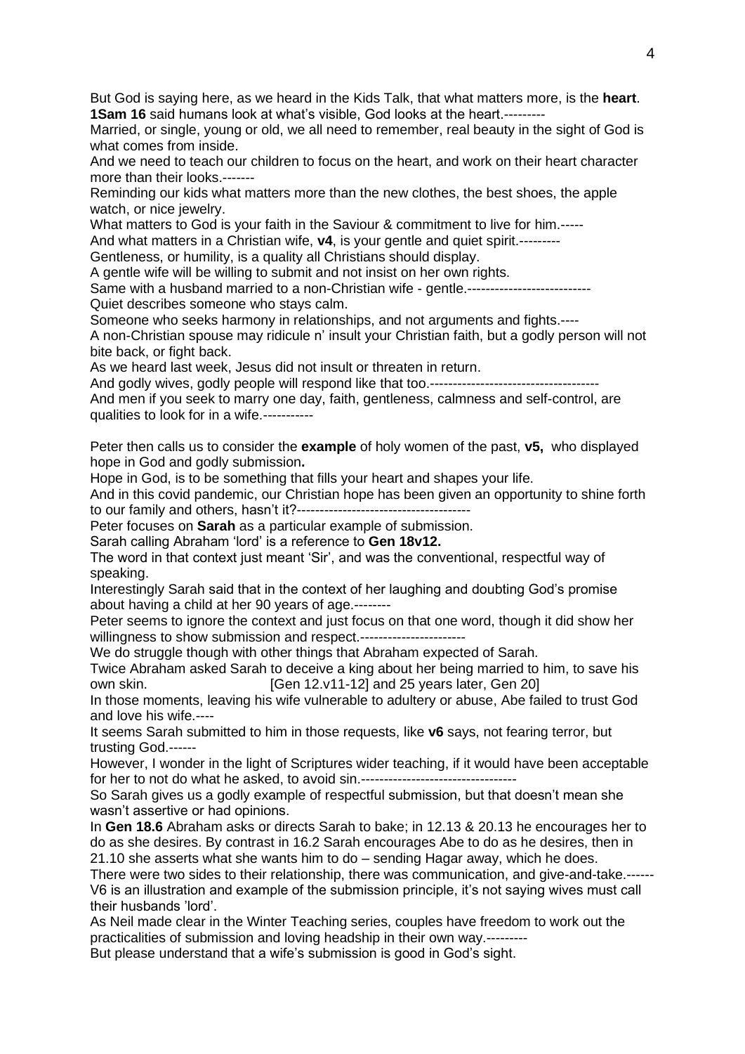But God is saying here, as we heard in the Kids Talk, that what matters more, is the **heart**. **1Sam 16** said humans look at what's visible, God looks at the heart.---------

Married, or single, young or old, we all need to remember, real beauty in the sight of God is what comes from inside.

And we need to teach our children to focus on the heart, and work on their heart character more than their looks.-------

Reminding our kids what matters more than the new clothes, the best shoes, the apple watch, or nice jewelry.

What matters to God is your faith in the Saviour & commitment to live for him.-----

And what matters in a Christian wife, **v4**, is your gentle and quiet spirit.---------

Gentleness, or humility, is a quality all Christians should display.

A gentle wife will be willing to submit and not insist on her own rights.

Same with a husband married to a non-Christian wife - gentle.---------------------------

Quiet describes someone who stays calm.

Someone who seeks harmony in relationships, and not arguments and fights.----

A non-Christian spouse may ridicule n' insult your Christian faith, but a godly person will not bite back, or fight back.

As we heard last week, Jesus did not insult or threaten in return.

And godly wives, godly people will respond like that too.-------------------------------------

And men if you seek to marry one day, faith, gentleness, calmness and self-control, are qualities to look for in a wife.-----------

Peter then calls us to consider the **example** of holy women of the past, **v5,** who displayed hope in God and godly submission**.**

Hope in God, is to be something that fills your heart and shapes your life.

And in this covid pandemic, our Christian hope has been given an opportunity to shine forth to our family and others, hasn't it?-------------------------------------

Peter focuses on **Sarah** as a particular example of submission.

Sarah calling Abraham 'lord' is a reference to **Gen 18v12.**

The word in that context just meant 'Sir', and was the conventional, respectful way of speaking.

Interestingly Sarah said that in the context of her laughing and doubting God's promise about having a child at her 90 years of age.--------

Peter seems to ignore the context and just focus on that one word, though it did show her willingness to show submission and respect.----------------------

We do struggle though with other things that Abraham expected of Sarah.

Twice Abraham asked Sarah to deceive a king about her being married to him, to save his own skin. [Gen 12.v11-12] and 25 years later, Gen 20]

In those moments, leaving his wife vulnerable to adultery or abuse, Abe failed to trust God and love his wife.----

It seems Sarah submitted to him in those requests, like **v6** says, not fearing terror, but trusting God.------

However, I wonder in the light of Scriptures wider teaching, if it would have been acceptable for her to not do what he asked, to avoid sin.---------------------------------

So Sarah gives us a godly example of respectful submission, but that doesn't mean she wasn't assertive or had opinions.

In **Gen 18.6** Abraham asks or directs Sarah to bake; in 12.13 & 20.13 he encourages her to do as she desires. By contrast in 16.2 Sarah encourages Abe to do as he desires, then in 21.10 she asserts what she wants him to do – sending Hagar away, which he does.

There were two sides to their relationship, there was communication, and give-and-take.------

V6 is an illustration and example of the submission principle, it's not saying wives must call their husbands 'lord'.

As Neil made clear in the Winter Teaching series, couples have freedom to work out the practicalities of submission and loving headship in their own way.---------

But please understand that a wife's submission is good in God's sight.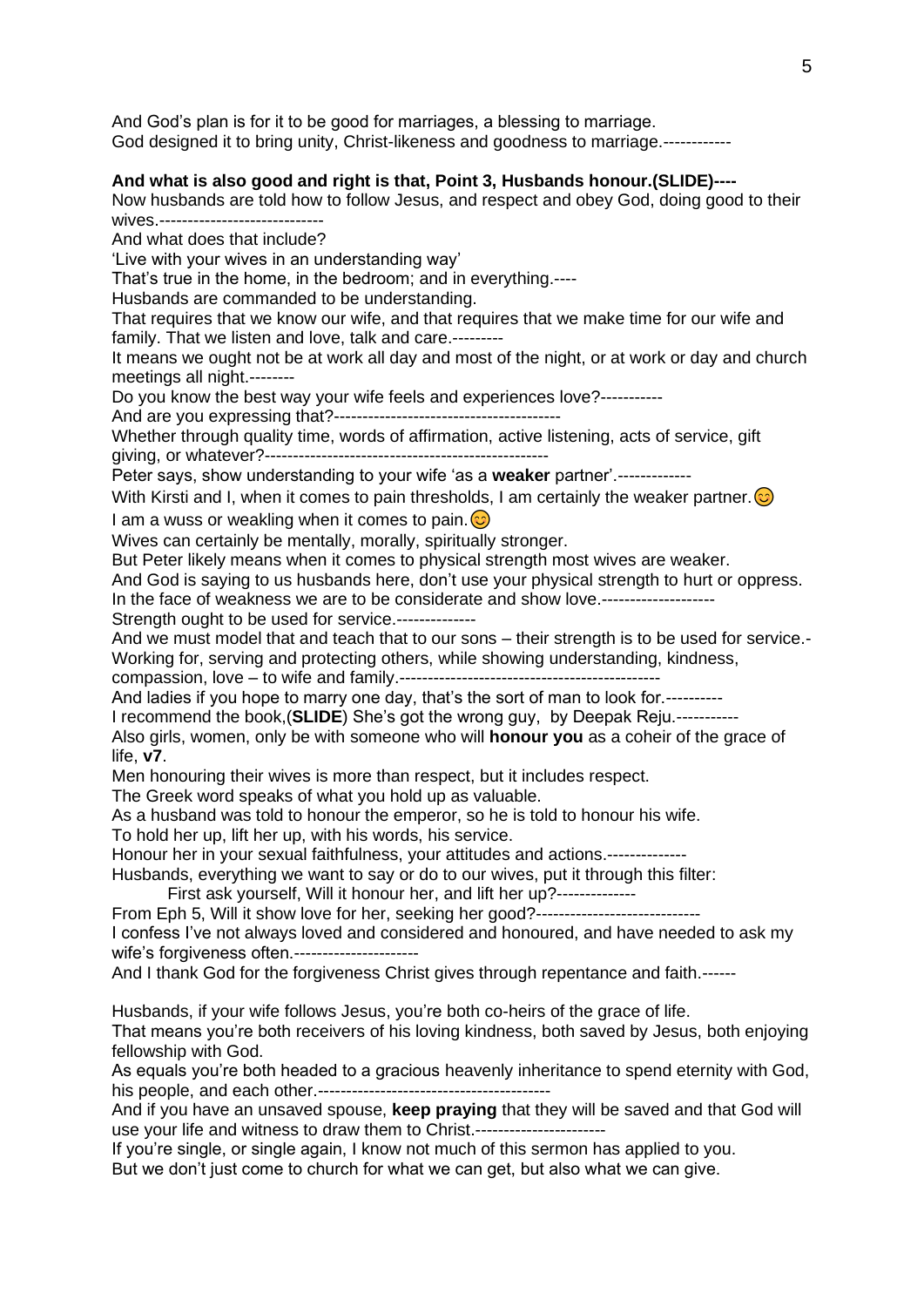And God's plan is for it to be good for marriages, a blessing to marriage.
God designed it to bring unity, Christ-likeness and goodness to marriage.------------

**And what is also good and right is that, Point 3, Husbands honour.(SLIDE)----**

Now husbands are told how to follow Jesus, and respect and obey God, doing good to their wives.-----------------------------

And what does that include?

'Live with your wives in an understanding way'

That's true in the home, in the bedroom; and in everything.----

Husbands are commanded to be understanding.

That requires that we know our wife, and that requires that we make time for our wife and family. That we listen and love, talk and care.---------

It means we ought not be at work all day and most of the night, or at work or day and church meetings all night.--------

Do you know the best way your wife feels and experiences love?-----------

And are you expressing that?----------------------------------------

Whether through quality time, words of affirmation, active listening, acts of service, gift giving, or whatever?--------------------------------------------------

Peter says, show understanding to your wife 'as a **weaker** partner'.-------------

With Kirsti and I, when it comes to pain thresholds, I am certainly the weaker partner. 😊

I am a wuss or weakling when it comes to pain. 😊

Wives can certainly be mentally, morally, spiritually stronger.

But Peter likely means when it comes to physical strength most wives are weaker.

And God is saying to us husbands here, don't use your physical strength to hurt or oppress.

In the face of weakness we are to be considerate and show love.--------------------

Strength ought to be used for service.--------------

And we must model that and teach that to our sons – their strength is to be used for service.-

Working for, serving and protecting others, while showing understanding, kindness, compassion, love – to wife and family.----------------------------------------------

And ladies if you hope to marry one day, that's the sort of man to look for.----------

I recommend the book,(**SLIDE**) She's got the wrong guy, by Deepak Reju.-----------

Also girls, women, only be with someone who will **honour you** as a coheir of the grace of life, **v7**.

Men honouring their wives is more than respect, but it includes respect.

The Greek word speaks of what you hold up as valuable.

As a husband was told to honour the emperor, so he is told to honour his wife.

To hold her up, lift her up, with his words, his service.

Honour her in your sexual faithfulness, your attitudes and actions.--------------

Husbands, everything we want to say or do to our wives, put it through this filter:

First ask yourself, Will it honour her, and lift her up?--------------

From Eph 5, Will it show love for her, seeking her good?-----------------------------

I confess I've not always loved and considered and honoured, and have needed to ask my wife's forgiveness often.----------------------

And I thank God for the forgiveness Christ gives through repentance and faith.------

Husbands, if your wife follows Jesus, you're both co-heirs of the grace of life.

That means you're both receivers of his loving kindness, both saved by Jesus, both enjoying fellowship with God.

As equals you're both headed to a gracious heavenly inheritance to spend eternity with God, his people, and each other.----------------------------------------

And if you have an unsaved spouse, **keep praying** that they will be saved and that God will use your life and witness to draw them to Christ.-----------------------

If you're single, or single again, I know not much of this sermon has applied to you.

But we don't just come to church for what we can get, but also what we can give.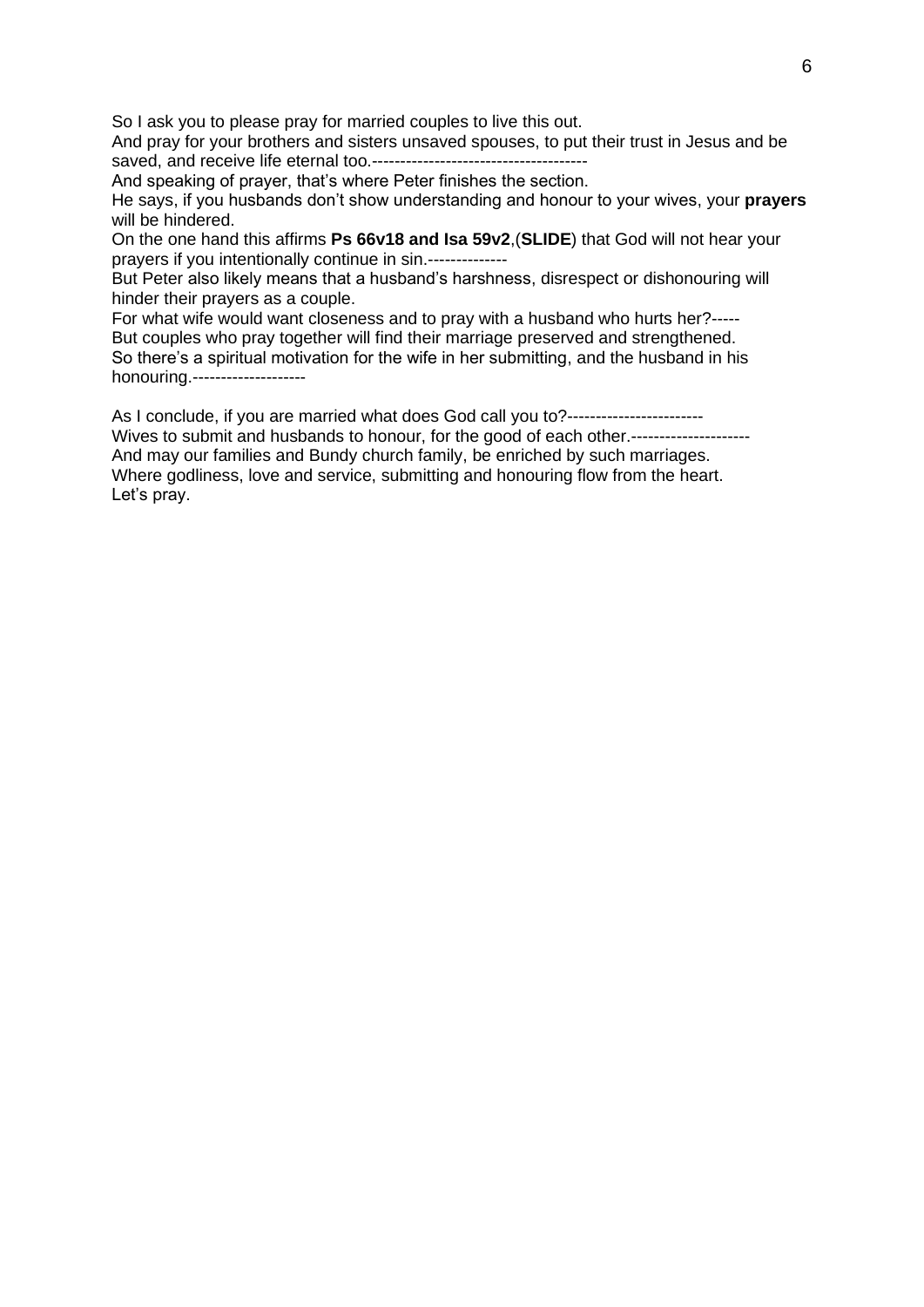So I ask you to please pray for married couples to live this out.
And pray for your brothers and sisters unsaved spouses, to put their trust in Jesus and be saved, and receive life eternal too.-------------------------------------
And speaking of prayer, that's where Peter finishes the section.
He says, if you husbands don't show understanding and honour to your wives, your **prayers** will be hindered.
On the one hand this affirms **Ps 66v18 and Isa 59v2**,(**SLIDE**) that God will not hear your prayers if you intentionally continue in sin.--------------
But Peter also likely means that a husband's harshness, disrespect or dishonouring will hinder their prayers as a couple.
For what wife would want closeness and to pray with a husband who hurts her?-----
But couples who pray together will find their marriage preserved and strengthened.
So there's a spiritual motivation for the wife in her submitting, and the husband in his honouring.--------------------

As I conclude, if you are married what does God call you to?------------------------
Wives to submit and husbands to honour, for the good of each other.---------------------
And may our families and Bundy church family, be enriched by such marriages.
Where godliness, love and service, submitting and honouring flow from the heart.
Let's pray.